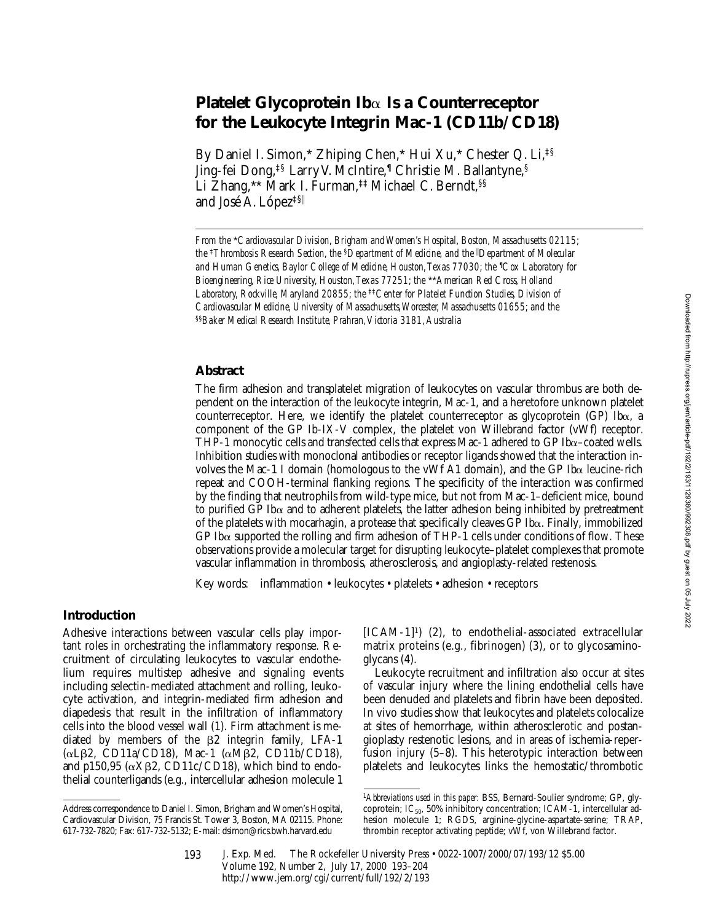# Platelet Glycoprotein Ibα Is a Counterreceptor for the Leukocyte Integrin Mac-1 (CD11b/CD18)

By Daniel I. Simon,* Zhiping Chen,* Hui Xu,* Chester Q. Li,‡§ Jing-fei Dong,‡§ Larry V. McIntire,¶ Christie M. Ballantyne,§ Li Zhang,** Mark I. Furman,‡‡ Michael C. Berndt,§§ and José A. López‡§‖

*From the \*Cardiovascular Division, Brigham and Women's Hospital, Boston, Massachusetts 02115; the ‡Thrombosis Research Section, the §Department of Medicine, and the ‖Department of Molecular and Human Genetics, Baylor College of Medicine, Houston, Texas 77030; the ¶Cox Laboratory for Bioengineering, Rice University, Houston, Texas 77251; the \*\*American Red Cross, Holland Laboratory, Rockville, Maryland 20855; the ‡‡Center for Platelet Function Studies, Division of Cardiovascular Medicine, University of Massachusetts, Worcester, Massachusetts 01655; and the §§Baker Medical Research Institute, Prahran, Victoria 3181, Australia*

## Abstract

The firm adhesion and transplatelet migration of leukocytes on vascular thrombus are both dependent on the interaction of the leukocyte integrin, Mac-1, and a heretofore unknown platelet counterreceptor. Here, we identify the platelet counterreceptor as glycoprotein (GP) Ibα, a component of the GP Ib-IX-V complex, the platelet von Willebrand factor (vWf) receptor. THP-1 monocytic cells and transfected cells that express Mac-1 adhered to GP Ibα–coated wells. Inhibition studies with monoclonal antibodies or receptor ligands showed that the interaction involves the Mac-1 I domain (homologous to the vWf A1 domain), and the GP Ibα leucine-rich repeat and COOH-terminal flanking regions. The specificity of the interaction was confirmed by the finding that neutrophils from wild-type mice, but not from Mac-1–deficient mice, bound to purified GP Ibα and to adherent platelets, the latter adhesion being inhibited by pretreatment of the platelets with mocarhagin, a protease that specifically cleaves GP Ibα. Finally, immobilized GP Ibα supported the rolling and firm adhesion of THP-1 cells under conditions of flow. These observations provide a molecular target for disrupting leukocyte–platelet complexes that promote vascular inflammation in thrombosis, atherosclerosis, and angioplasty-related restenosis.

Key words: inflammation • leukocytes • platelets • adhesion • receptors

## Introduction

Adhesive interactions between vascular cells play important roles in orchestrating the inflammatory response. Recruitment of circulating leukocytes to vascular endothelium requires multistep adhesive and signaling events including selectin-mediated attachment and rolling, leukocyte activation, and integrin-mediated firm adhesion and diapedesis that result in the infiltration of inflammatory cells into the blood vessel wall (1). Firm attachment is mediated by members of the β2 integrin family, LFA-1 (αLβ2, CD11a/CD18), Mac-1 (αMβ2, CD11b/CD18), and p150,95 (αXβ2, CD11c/CD18), which bind to endothelial counterligands (e.g., intercellular adhesion molecule 1 [ICAM-1][1]) (2), to endothelial-associated extracellular matrix proteins (e.g., fibrinogen) (3), or to glycosaminoglycans (4).

Leukocyte recruitment and infiltration also occur at sites of vascular injury where the lining endothelial cells have been denuded and platelets and fibrin have been deposited. In vivo studies show that leukocytes and platelets colocalize at sites of hemorrhage, within atherosclerotic and postangioplasty restenotic lesions, and in areas of ischemia-reperfusion injury (5–8). This heterotypic interaction between platelets and leukocytes links the hemostatic/thrombotic

---

Address correspondence to Daniel I. Simon, Brigham and Women's Hospital, Cardiovascular Division, 75 Francis St. Tower 3, Boston, MA 02115. Phone: 617-732-7820; Fax: 617-732-5132; E-mail: dsimon@rics.bwh.harvard.edu

[1]*Abbreviations used in this paper:* BSS, Bernard-Soulier syndrome; GP, glycoprotein; $IC_{50}$, 50% inhibitory concentration; ICAM-1, intercellular adhesion molecule 1; RGDS, arginine-glycine-aspartate-serine; TRAP, thrombin receptor activating peptide; vWf, von Willebrand factor.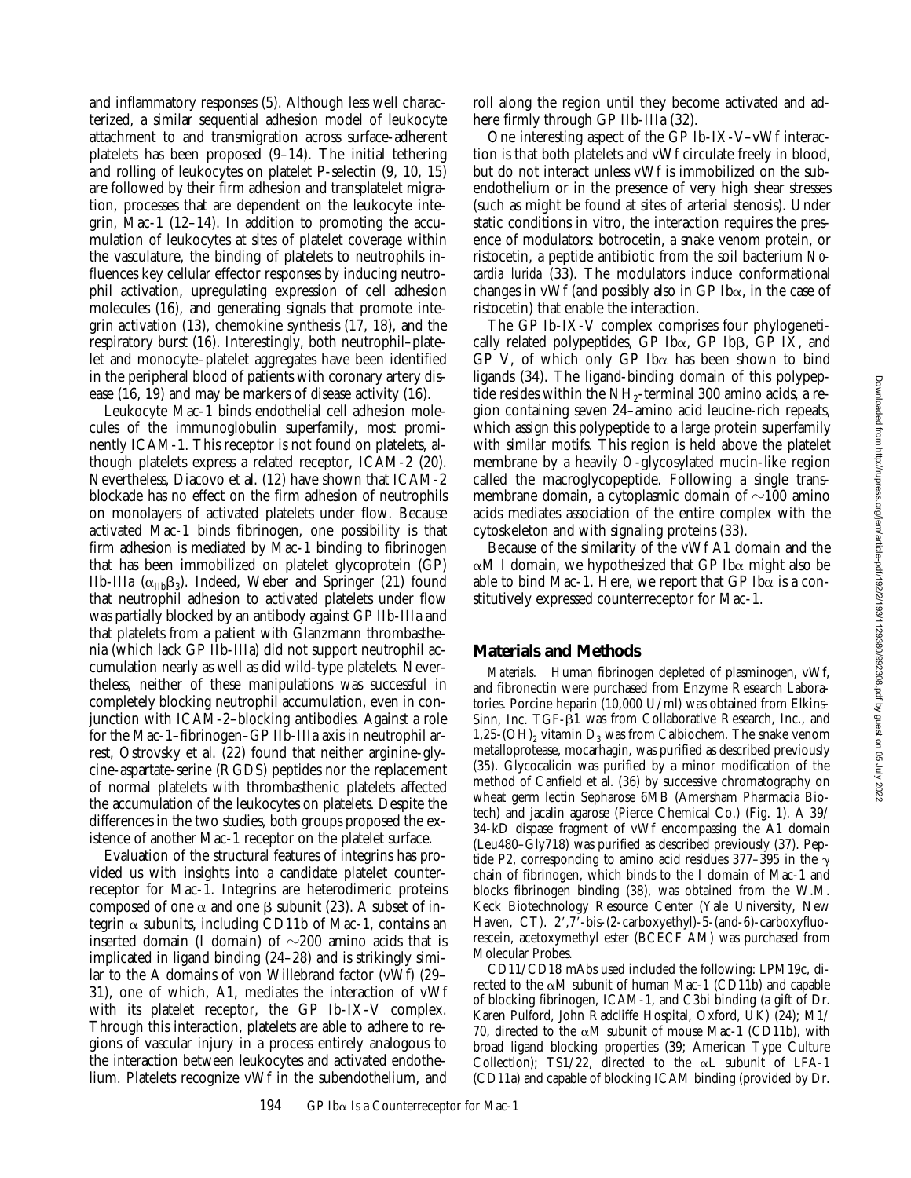and inflammatory responses (5). Although less well characterized, a similar sequential adhesion model of leukocyte attachment to and transmigration across surface-adherent platelets has been proposed (9–14). The initial tethering and rolling of leukocytes on platelet P-selectin (9, 10, 15) are followed by their firm adhesion and transplatelet migration, processes that are dependent on the leukocyte integrin, Mac-1 (12–14). In addition to promoting the accumulation of leukocytes at sites of platelet coverage within the vasculature, the binding of platelets to neutrophils influences key cellular effector responses by inducing neutrophil activation, upregulating expression of cell adhesion molecules (16), and generating signals that promote integrin activation (13), chemokine synthesis (17, 18), and the respiratory burst (16). Interestingly, both neutrophil–platelet and monocyte–platelet aggregates have been identified in the peripheral blood of patients with coronary artery disease (16, 19) and may be markers of disease activity (16).

Leukocyte Mac-1 binds endothelial cell adhesion molecules of the immunoglobulin superfamily, most prominently ICAM-1. This receptor is not found on platelets, although platelets express a related receptor, ICAM-2 (20). Nevertheless, Diacovo et al. (12) have shown that ICAM-2 blockade has no effect on the firm adhesion of neutrophils on monolayers of activated platelets under flow. Because activated Mac-1 binds fibrinogen, one possibility is that firm adhesion is mediated by Mac-1 binding to fibrinogen that has been immobilized on platelet glycoprotein (GP) IIb-IIIa ($\alpha_{IIb}\beta_3$). Indeed, Weber and Springer (21) found that neutrophil adhesion to activated platelets under flow was partially blocked by an antibody against GP IIb-IIIa and that platelets from a patient with Glanzmann thrombasthenia (which lack GP IIb-IIIa) did not support neutrophil accumulation nearly as well as did wild-type platelets. Nevertheless, neither of these manipulations was successful in completely blocking neutrophil accumulation, even in conjunction with ICAM-2–blocking antibodies. Against a role for the Mac-1–fibrinogen–GP IIb-IIIa axis in neutrophil arrest, Ostrovsky et al. (22) found that neither arginine-glycine-aspartate-serine (RGDS) peptides nor the replacement of normal platelets with thrombasthenic platelets affected the accumulation of the leukocytes on platelets. Despite the differences in the two studies, both groups proposed the existence of another Mac-1 receptor on the platelet surface.

Evaluation of the structural features of integrins has provided us with insights into a candidate platelet counterreceptor for Mac-1. Integrins are heterodimeric proteins composed of one α and one β subunit (23). A subset of integrin α subunits, including CD11b of Mac-1, contains an inserted domain (I domain) of ~200 amino acids that is implicated in ligand binding (24–28) and is strikingly similar to the A domains of von Willebrand factor (vWf) (29–31), one of which, A1, mediates the interaction of vWf with its platelet receptor, the GP Ib-IX-V complex. Through this interaction, platelets are able to adhere to regions of vascular injury in a process entirely analogous to the interaction between leukocytes and activated endothelium. Platelets recognize vWf in the subendothelium, and roll along the region until they become activated and adhere firmly through GP IIb-IIIa (32).

One interesting aspect of the GP Ib-IX-V–vWf interaction is that both platelets and vWf circulate freely in blood, but do not interact unless vWf is immobilized on the subendothelium or in the presence of very high shear stresses (such as might be found at sites of arterial stenosis). Under static conditions in vitro, the interaction requires the presence of modulators: botrocetin, a snake venom protein, or ristocetin, a peptide antibiotic from the soil bacterium *Nocardia lurida* (33). The modulators induce conformational changes in vWf (and possibly also in GP Ibα, in the case of ristocetin) that enable the interaction.

The GP Ib-IX-V complex comprises four phylogenetically related polypeptides, GP Ibα, GP Ibβ, GP IX, and GP V, of which only GP Ibα has been shown to bind ligands (34). The ligand-binding domain of this polypeptide resides within the $NH_2$-terminal 300 amino acids, a region containing seven 24–amino acid leucine-rich repeats, which assign this polypeptide to a large protein superfamily with similar motifs. This region is held above the platelet membrane by a heavily *O*-glycosylated mucin-like region called the macroglycopeptide. Following a single transmembrane domain, a cytoplasmic domain of ~100 amino acids mediates association of the entire complex with the cytoskeleton and with signaling proteins (33).

Because of the similarity of the vWf A1 domain and the αM I domain, we hypothesized that GP Ibα might also be able to bind Mac-1. Here, we report that GP Ibα is a constitutively expressed counterreceptor for Mac-1.

## Materials and Methods

*Materials.* Human fibrinogen depleted of plasminogen, vWf, and fibronectin were purchased from Enzyme Research Laboratories. Porcine heparin (10,000 U/ml) was obtained from Elkins-Sinn, Inc. TGF-β1 was from Collaborative Research, Inc., and 1,25-$(OH)_2$ vitamin $D_3$ was from Calbiochem. The snake venom metalloprotease, mocarhagin, was purified as described previously (35). Glycocalicin was purified by a minor modification of the method of Canfield et al. (36) by successive chromatography on wheat germ lectin Sepharose 6MB (Amersham Pharmacia Biotech) and jacalin agarose (Pierce Chemical Co.) (Fig. 1). A 39/34-kD dispase fragment of vWf encompassing the A1 domain (Leu480–Gly718) was purified as described previously (37). Peptide P2, corresponding to amino acid residues 377–395 in the γ chain of fibrinogen, which binds to the I domain of Mac-1 and blocks fibrinogen binding (38), was obtained from the W.M. Keck Biotechnology Resource Center (Yale University, New Haven, CT). 2′,7′-bis-(2-carboxyethyl)-5-(and-6)-carboxyfluorescein, acetoxymethyl ester (BCECF AM) was purchased from Molecular Probes.

CD11/CD18 mAbs used included the following: LPM19c, directed to the αM subunit of human Mac-1 (CD11b) and capable of blocking fibrinogen, ICAM-1, and C3bi binding (a gift of Dr. Karen Pulford, John Radcliffe Hospital, Oxford, UK) (24); M1/70, directed to the αM subunit of mouse Mac-1 (CD11b), with broad ligand blocking properties (39; American Type Culture Collection); TS1/22, directed to the αL subunit of LFA-1 (CD11a) and capable of blocking ICAM binding (provided by Dr.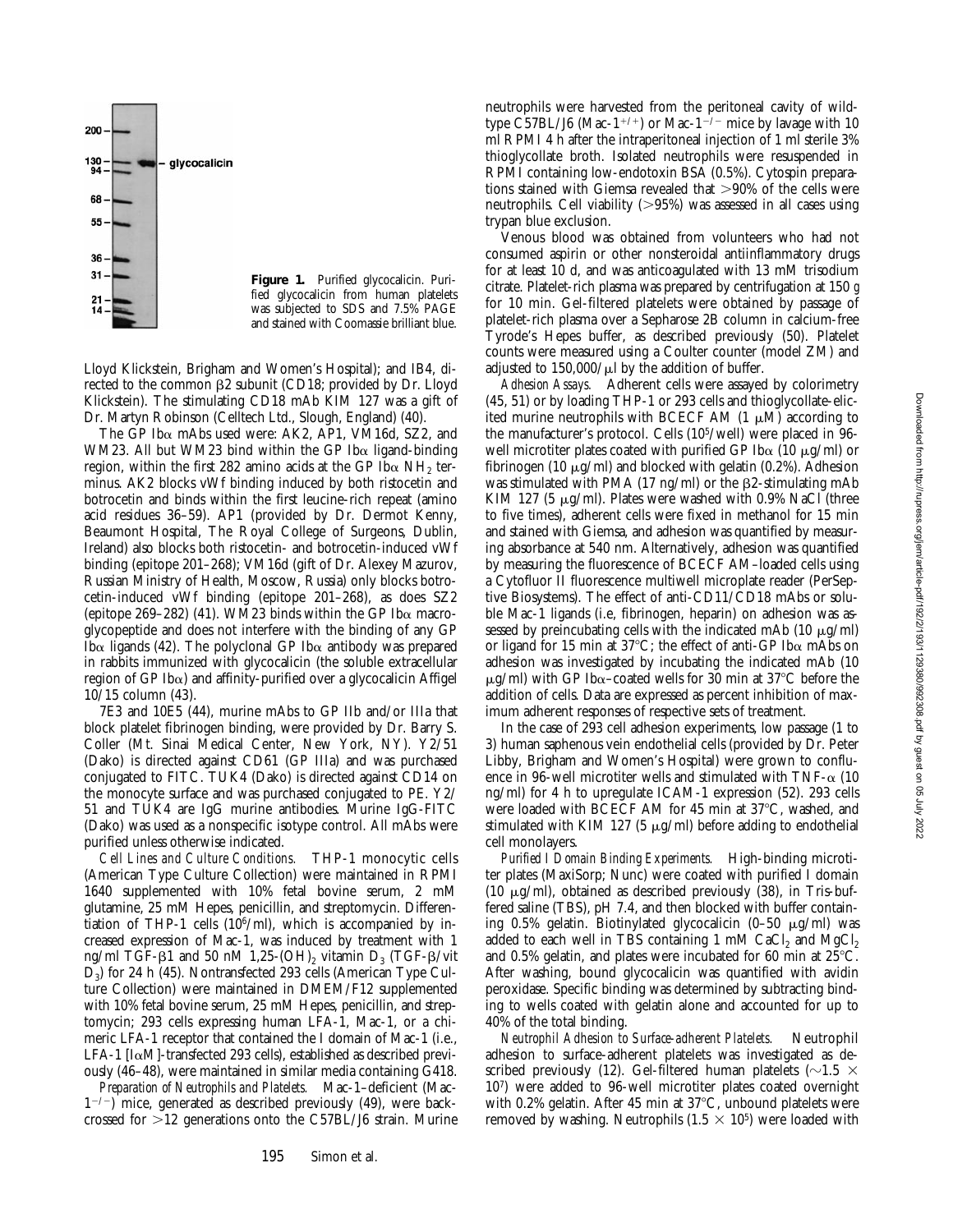**Figure 1.** Purified glycocalicin. Purified glycocalicin from human platelets was subjected to SDS and 7.5% PAGE and stained with Coomassie brilliant blue.

Lloyd Klickstein, Brigham and Women's Hospital); and IB4, directed to the common β2 subunit (CD18; provided by Dr. Lloyd Klickstein). The stimulating CD18 mAb KIM 127 was a gift of Dr. Martyn Robinson (Celltech Ltd., Slough, England) (40).

The GP Ibα mAbs used were: AK2, AP1, VM16d, SZ2, and WM23. All but WM23 bind within the GP Ibα ligand-binding region, within the first 282 amino acids at the GP Ibα $NH_2$ terminus. AK2 blocks vWf binding induced by both ristocetin and botrocetin and binds within the first leucine-rich repeat (amino acid residues 36–59). AP1 (provided by Dr. Dermot Kenny, Beaumont Hospital, The Royal College of Surgeons, Dublin, Ireland) also blocks both ristocetin- and botrocetin-induced vWf binding (epitope 201–268); VM16d (gift of Dr. Alexey Mazurov, Russian Ministry of Health, Moscow, Russia) only blocks botrocetin-induced vWf binding (epitope 201–268), as does SZ2 (epitope 269–282) (41). WM23 binds within the GP Ibα macroglycopeptide and does not interfere with the binding of any GP Ibα ligands (42). The polyclonal GP Ibα antibody was prepared in rabbits immunized with glycocalicin (the soluble extracellular region of GP Ibα) and affinity-purified over a glycocalicin Affigel 10/15 column (43).

7E3 and 10E5 (44), murine mAbs to GP IIb and/or IIIa that block platelet fibrinogen binding, were provided by Dr. Barry S. Coller (Mt. Sinai Medical Center, New York, NY). Y2/51 (Dako) is directed against CD61 (GP IIIa) and was purchased conjugated to FITC. TUK4 (Dako) is directed against CD14 on the monocyte surface and was purchased conjugated to PE. Y2/51 and TUK4 are IgG murine antibodies. Murine IgG-FITC (Dako) was used as a nonspecific isotype control. All mAbs were purified unless otherwise indicated.

*Cell Lines and Culture Conditions.* THP-1 monocytic cells (American Type Culture Collection) were maintained in RPMI 1640 supplemented with 10% fetal bovine serum, 2 mM glutamine, 25 mM Hepes, penicillin, and streptomycin. Differentiation of THP-1 cells ($10^6$/ml), which is accompanied by increased expression of Mac-1, was induced by treatment with 1 ng/ml TGF-β1 and 50 nM 1,25-$(OH)_2$ vitamin $D_3$ (TGF-β/vit $D_3$) for 24 h (45). Nontransfected 293 cells (American Type Culture Collection) were maintained in DMEM/F12 supplemented with 10% fetal bovine serum, 25 mM Hepes, penicillin, and streptomycin; 293 cells expressing human LFA-1, Mac-1, or a chimeric LFA-1 receptor that contained the I domain of Mac-1 (i.e., LFA-1 [IαM]-transfected 293 cells), established as described previously (46–48), were maintained in similar media containing G418.

*Preparation of Neutrophils and Platelets.* Mac-1–deficient (Mac-$1^{-/-}$) mice, generated as described previously (49), were backcrossed for >12 generations onto the C57BL/J6 strain. Murine neutrophils were harvested from the peritoneal cavity of wild-type C57BL/J6 (Mac-$1^{+/+}$) or Mac-$1^{-/-}$ mice by lavage with 10 ml RPMI 4 h after the intraperitoneal injection of 1 ml sterile 3% thioglycollate broth. Isolated neutrophils were resuspended in RPMI containing low-endotoxin BSA (0.5%). Cytospin preparations stained with Giemsa revealed that >90% of the cells were neutrophils. Cell viability (>95%) was assessed in all cases using trypan blue exclusion.

Venous blood was obtained from volunteers who had not consumed aspirin or other nonsteroidal antiinflammatory drugs for at least 10 d, and was anticoagulated with 13 mM trisodium citrate. Platelet-rich plasma was prepared by centrifugation at 150 *g* for 10 min. Gel-filtered platelets were obtained by passage of platelet-rich plasma over a Sepharose 2B column in calcium-free Tyrode's Hepes buffer, as described previously (50). Platelet counts were measured using a Coulter counter (model ZM) and adjusted to 150,000/μl by the addition of buffer.

*Adhesion Assays.* Adherent cells were assayed by colorimetry (45, 51) or by loading THP-1 or 293 cells and thioglycollate-elicited murine neutrophils with BCECF AM (1 μM) according to the manufacturer's protocol. Cells ($10^5$/well) were placed in 96-well microtiter plates coated with purified GP Ibα (10 μg/ml) or fibrinogen (10 μg/ml) and blocked with gelatin (0.2%). Adhesion was stimulated with PMA (17 ng/ml) or the β2-stimulating mAb KIM 127 (5 μg/ml). Plates were washed with 0.9% NaCl (three to five times), adherent cells were fixed in methanol for 15 min and stained with Giemsa, and adhesion was quantified by measuring absorbance at 540 nm. Alternatively, adhesion was quantified by measuring the fluorescence of BCECF AM–loaded cells using a Cytofluor II fluorescence multiwell microplate reader (PerSeptive Biosystems). The effect of anti-CD11/CD18 mAbs or soluble Mac-1 ligands (i.e, fibrinogen, heparin) on adhesion was assessed by preincubating cells with the indicated mAb (10 μg/ml) or ligand for 15 min at 37°C; the effect of anti-GP Ibα mAbs on adhesion was investigated by incubating the indicated mAb (10 μg/ml) with GP Ibα–coated wells for 30 min at 37°C before the addition of cells. Data are expressed as percent inhibition of maximum adherent responses of respective sets of treatment.

In the case of 293 cell adhesion experiments, low passage (1 to 3) human saphenous vein endothelial cells (provided by Dr. Peter Libby, Brigham and Women's Hospital) were grown to confluence in 96-well microtiter wells and stimulated with TNF-α (10 ng/ml) for 4 h to upregulate ICAM-1 expression (52). 293 cells were loaded with BCECF AM for 45 min at 37°C, washed, and stimulated with KIM 127 (5 μg/ml) before adding to endothelial cell monolayers.

*Purified I Domain Binding Experiments.* High-binding microtiter plates (MaxiSorp; Nunc) were coated with purified I domain (10 μg/ml), obtained as described previously (38), in Tris-buffered saline (TBS), pH 7.4, and then blocked with buffer containing 0.5% gelatin. Biotinylated glycocalicin (0–50 μg/ml) was added to each well in TBS containing 1 mM $CaCl_2$ and $MgCl_2$ and 0.5% gelatin, and plates were incubated for 60 min at 25°C. After washing, bound glycocalicin was quantified with avidin peroxidase. Specific binding was determined by subtracting binding to wells coated with gelatin alone and accounted for up to 40% of the total binding.

*Neutrophil Adhesion to Surface-adherent Platelets.* Neutrophil adhesion to surface-adherent platelets was investigated as described previously (12). Gel-filtered human platelets (~$1.5 \times 10^7$) were added to 96-well microtiter plates coated overnight with 0.2% gelatin. After 45 min at 37°C, unbound platelets were removed by washing. Neutrophils ($1.5 \times 10^5$) were loaded with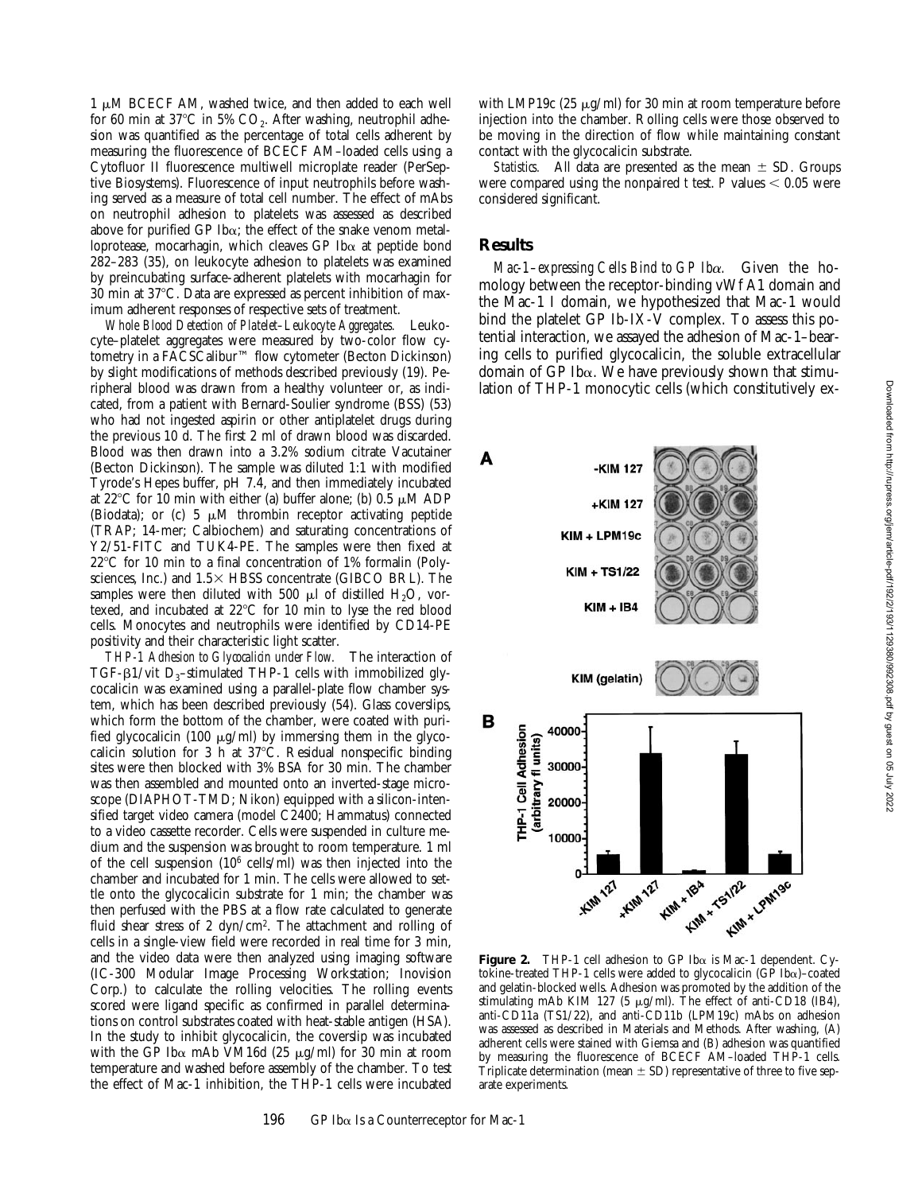1 μM BCECF AM, washed twice, and then added to each well for 60 min at 37°C in 5% $CO_2$. After washing, neutrophil adhesion was quantified as the percentage of total cells adherent by measuring the fluorescence of BCECF AM–loaded cells using a Cytofluor II fluorescence multiwell microplate reader (PerSeptive Biosystems). Fluorescence of input neutrophils before washing served as a measure of total cell number. The effect of mAbs on neutrophil adhesion to platelets was assessed as described above for purified GP Ibα; the effect of the snake venom metalloprotease, mocarhagin, which cleaves GP Ibα at peptide bond 282–283 (35), on leukocyte adhesion to platelets was examined by preincubating surface-adherent platelets with mocarhagin for 30 min at 37°C. Data are expressed as percent inhibition of maximum adherent responses of respective sets of treatment.

*Whole Blood Detection of Platelet–Leukocyte Aggregates.* Leukocyte–platelet aggregates were measured by two-color flow cytometry in a FACSCalibur™ flow cytometer (Becton Dickinson) by slight modifications of methods described previously (19). Peripheral blood was drawn from a healthy volunteer or, as indicated, from a patient with Bernard-Soulier syndrome (BSS) (53) who had not ingested aspirin or other antiplatelet drugs during the previous 10 d. The first 2 ml of drawn blood was discarded. Blood was then drawn into a 3.2% sodium citrate Vacutainer (Becton Dickinson). The sample was diluted 1:1 with modified Tyrode's Hepes buffer, pH 7.4, and then immediately incubated at 22°C for 10 min with either (a) buffer alone; (b) 0.5 μM ADP (Biodata); or (c) 5 μM thrombin receptor activating peptide (TRAP; 14-mer; Calbiochem) and saturating concentrations of Y2/51-FITC and TUK4-PE. The samples were then fixed at 22°C for 10 min to a final concentration of 1% formalin (Polysciences, Inc.) and 1.5× HBSS concentrate (GIBCO BRL). The samples were then diluted with 500 μl of distilled $H_2O$, vortexed, and incubated at 22°C for 10 min to lyse the red blood cells. Monocytes and neutrophils were identified by CD14-PE positivity and their characteristic light scatter.

*THP-1 Adhesion to Glycocalicin under Flow.* The interaction of TGF-β1/vit $D_3$–stimulated THP-1 cells with immobilized glycocalicin was examined using a parallel-plate flow chamber system, which has been described previously (54). Glass coverslips, which form the bottom of the chamber, were coated with purified glycocalicin (100 μg/ml) by immersing them in the glycocalicin solution for 3 h at 37°C. Residual nonspecific binding sites were then blocked with 3% BSA for 30 min. The chamber was then assembled and mounted onto an inverted-stage microscope (DIAPHOT-TMD; Nikon) equipped with a silicon-intensified target video camera (model C2400; Hammatus) connected to a video cassette recorder. Cells were suspended in culture medium and the suspension was brought to room temperature. 1 ml of the cell suspension ($10^6$ cells/ml) was then injected into the chamber and incubated for 1 min. The cells were allowed to settle onto the glycocalicin substrate for 1 min; the chamber was then perfused with the PBS at a flow rate calculated to generate fluid shear stress of 2 dyn/cm$^2$. The attachment and rolling of cells in a single-view field were recorded in real time for 3 min, and the video data were then analyzed using imaging software (IC-300 Modular Image Processing Workstation; Inovision Corp.) to calculate the rolling velocities. The rolling events scored were ligand specific as confirmed in parallel determinations on control substrates coated with heat-stable antigen (HSA). In the study to inhibit glycocalicin, the coverslip was incubated with the GP Ibα mAb VM16d (25 μg/ml) for 30 min at room temperature and washed before assembly of the chamber. To test the effect of Mac-1 inhibition, the THP-1 cells were incubated with LMP19c (25 μg/ml) for 30 min at room temperature before injection into the chamber. Rolling cells were those observed to be moving in the direction of flow while maintaining constant contact with the glycocalicin substrate.

*Statistics.* All data are presented as the mean ± SD. Groups were compared using the nonpaired *t* test. *P* values < 0.05 were considered significant.

## Results

*Mac-1–expressing Cells Bind to GP Ibα.* Given the homology between the receptor-binding vWf A1 domain and the Mac-1 I domain, we hypothesized that Mac-1 would bind the platelet GP Ib-IX-V complex. To assess this potential interaction, we assayed the adhesion of Mac-1–bearing cells to purified glycocalicin, the soluble extracellular domain of GP Ibα. We have previously shown that stimulation of THP-1 monocytic cells (which constitutively ex-

**Figure 2.** THP-1 cell adhesion to GP Ibα is Mac-1 dependent. Cytokine-treated THP-1 cells were added to glycocalicin (GP Ibα)–coated and gelatin-blocked wells. Adhesion was promoted by the addition of the stimulating mAb KIM 127 (5 μg/ml). The effect of anti-CD18 (IB4), anti-CD11a (TS1/22), and anti-CD11b (LPM19c) mAbs on adhesion was assessed as described in Materials and Methods. After washing, (A) adherent cells were stained with Giemsa and (B) adhesion was quantified by measuring the fluorescence of BCECF AM–loaded THP-1 cells. Triplicate determination (mean ± SD) representative of three to five separate experiments.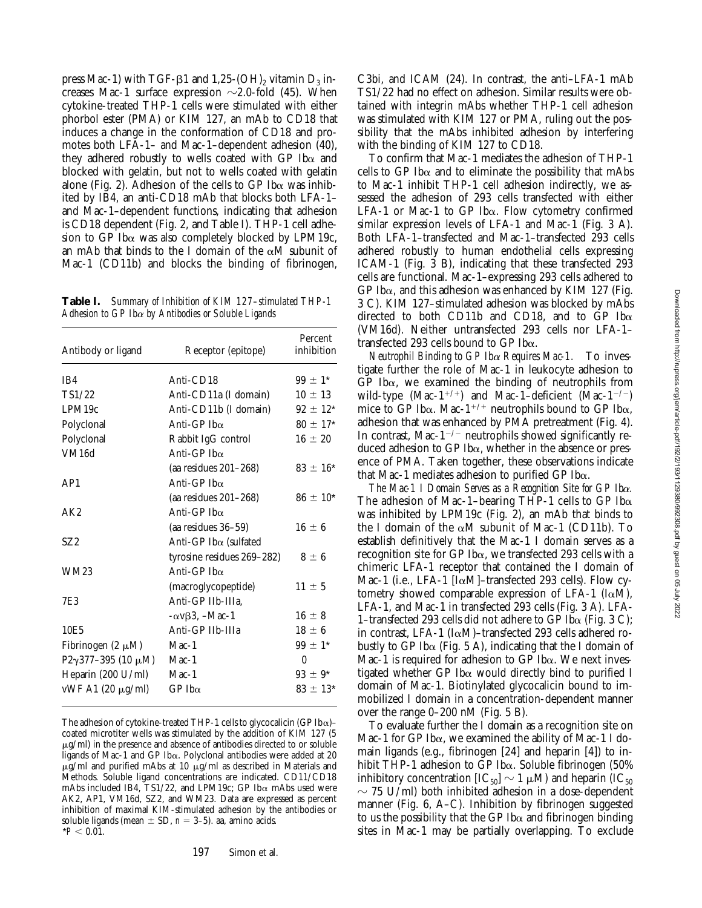press Mac-1) with TGF-β1 and 1,25-$(OH)_2$ vitamin $D_3$ increases Mac-1 surface expression ~2.0-fold (45). When cytokine-treated THP-1 cells were stimulated with either phorbol ester (PMA) or KIM 127, an mAb to CD18 that induces a change in the conformation of CD18 and promotes both LFA-1– and Mac-1–dependent adhesion (40), they adhered robustly to wells coated with GP Ibα and blocked with gelatin, but not to wells coated with gelatin alone (Fig. 2). Adhesion of the cells to GP Ibα was inhibited by IB4, an anti-CD18 mAb that blocks both LFA-1– and Mac-1–dependent functions, indicating that adhesion is CD18 dependent (Fig. 2, and Table I). THP-1 cell adhesion to GP Ibα was also completely blocked by LPM19c, an mAb that binds to the I domain of the αM subunit of Mac-1 (CD11b) and blocks the binding of fibrinogen, C3bi, and ICAM (24). In contrast, the anti–LFA-1 mAb TS1/22 had no effect on adhesion. Similar results were obtained with integrin mAbs whether THP-1 cell adhesion was stimulated with KIM 127 or PMA, ruling out the possibility that the mAbs inhibited adhesion by interfering with the binding of KIM 127 to CD18.

**Table I.** *Summary of Inhibition of KIM 127–stimulated THP-1 Adhesion to GP Ibα by Antibodies or Soluble Ligands*

| Antibody or ligand | Receptor (epitope) | Percent inhibition |
|---|---|---|
| IB4 | Anti-CD18 | 99 ± 1* |
| TS1/22 | Anti-CD11a (I domain) | 10 ± 13 |
| LPM19c | Anti-CD11b (I domain) | 92 ± 12* |
| Polyclonal | Anti-GP Ibα | 80 ± 17* |
| Polyclonal | Rabbit IgG control | 16 ± 20 |
| VM16d | Anti-GP Ibα (aa residues 201–268) | 83 ± 16* |
| AP1 | Anti-GP Ibα (aa residues 201–268) | 86 ± 10* |
| AK2 | Anti-GP Ibα (aa residues 36–59) | 16 ± 6 |
| SZ2 | Anti-GP Ibα (sulfated tyrosine residues 269–282) | 8 ± 6 |
| WM23 | Anti-GP Ibα (macroglycopeptide) | 11 ± 5 |
| 7E3 | Anti-GP IIb-IIIa, -αvβ3, –Mac-1 | 16 ± 8 |
| 10E5 | Anti-GP IIb-IIIa | 18 ± 6 |
| Fibrinogen (2 μM) | Mac-1 | 99 ± 1* |
| P2γ377–395 (10 μM) | Mac-1 | 0 |
| Heparin (200 U/ml) | Mac-1 | 93 ± 9* |
| vWF A1 (20 μg/ml) | GP Ibα | 83 ± 13* |

The adhesion of cytokine-treated THP-1 cells to glycocalicin (GP Ibα)–coated microtiter wells was stimulated by the addition of KIM 127 (5 μg/ml) in the presence and absence of antibodies directed to or soluble ligands of Mac-1 and GP Ibα. Polyclonal antibodies were added at 20 μg/ml and purified mAbs at 10 μg/ml as described in Materials and Methods. Soluble ligand concentrations are indicated. CD11/CD18 mAbs included IB4, TS1/22, and LPM19c; GP Ibα mAbs used were AK2, AP1, VM16d, SZ2, and WM23. Data are expressed as percent inhibition of maximal KIM-stimulated adhesion by the antibodies or soluble ligands (mean ± SD, $n$ = 3–5). aa, amino acids.
*$P < 0.01$.

To confirm that Mac-1 mediates the adhesion of THP-1 cells to GP Ibα and to eliminate the possibility that mAbs to Mac-1 inhibit THP-1 cell adhesion indirectly, we assessed the adhesion of 293 cells transfected with either LFA-1 or Mac-1 to GP Ibα. Flow cytometry confirmed similar expression levels of LFA-1 and Mac-1 (Fig. 3 A). Both LFA-1–transfected and Mac-1–transfected 293 cells adhered robustly to human endothelial cells expressing ICAM-1 (Fig. 3 B), indicating that these transfected 293 cells are functional. Mac-1–expressing 293 cells adhered to GP Ibα, and this adhesion was enhanced by KIM 127 (Fig. 3 C). KIM 127–stimulated adhesion was blocked by mAbs directed to both CD11b and CD18, and to GP Ibα (VM16d). Neither untransfected 293 cells nor LFA-1–transfected 293 cells bound to GP Ibα.

*Neutrophil Binding to GP Ibα Requires Mac-1.* To investigate further the role of Mac-1 in leukocyte adhesion to GP Ibα, we examined the binding of neutrophils from wild-type (Mac-$1^{+/+}$) and Mac-1–deficient (Mac-$1^{-/-}$) mice to GP Ibα. Mac-$1^{+/+}$ neutrophils bound to GP Ibα, adhesion that was enhanced by PMA pretreatment (Fig. 4). In contrast, Mac-$1^{-/-}$ neutrophils showed significantly reduced adhesion to GP Ibα, whether in the absence or presence of PMA. Taken together, these observations indicate that Mac-1 mediates adhesion to purified GP Ibα.

*The Mac-1 I Domain Serves as a Recognition Site for GP Ibα.* The adhesion of Mac-1–bearing THP-1 cells to GP Ibα was inhibited by LPM19c (Fig. 2), an mAb that binds to the I domain of the αM subunit of Mac-1 (CD11b). To establish definitively that the Mac-1 I domain serves as a recognition site for GP Ibα, we transfected 293 cells with a chimeric LFA-1 receptor that contained the I domain of Mac-1 (i.e., LFA-1 [IαM]–transfected 293 cells). Flow cytometry showed comparable expression of LFA-1 (IαM), LFA-1, and Mac-1 in transfected 293 cells (Fig. 3 A). LFA-1–transfected 293 cells did not adhere to GP Ibα (Fig. 3 C); in contrast, LFA-1 (IαM)–transfected 293 cells adhered robustly to GP Ibα (Fig. 5 A), indicating that the I domain of Mac-1 is required for adhesion to GP Ibα. We next investigated whether GP Ibα would directly bind to purified I domain of Mac-1. Biotinylated glycocalicin bound to immobilized I domain in a concentration-dependent manner over the range 0–200 nM (Fig. 5 B).

To evaluate further the I domain as a recognition site on Mac-1 for GP Ibα, we examined the ability of Mac-1 I domain ligands (e.g., fibrinogen [24] and heparin [4]) to inhibit THP-1 adhesion to GP Ibα. Soluble fibrinogen (50% inhibitory concentration [$IC_{50}$] ~ 1 μM) and heparin ($IC_{50}$ ~ 75 U/ml) both inhibited adhesion in a dose-dependent manner (Fig. 6, A–C). Inhibition by fibrinogen suggested to us the possibility that the GP Ibα and fibrinogen binding sites in Mac-1 may be partially overlapping. To exclude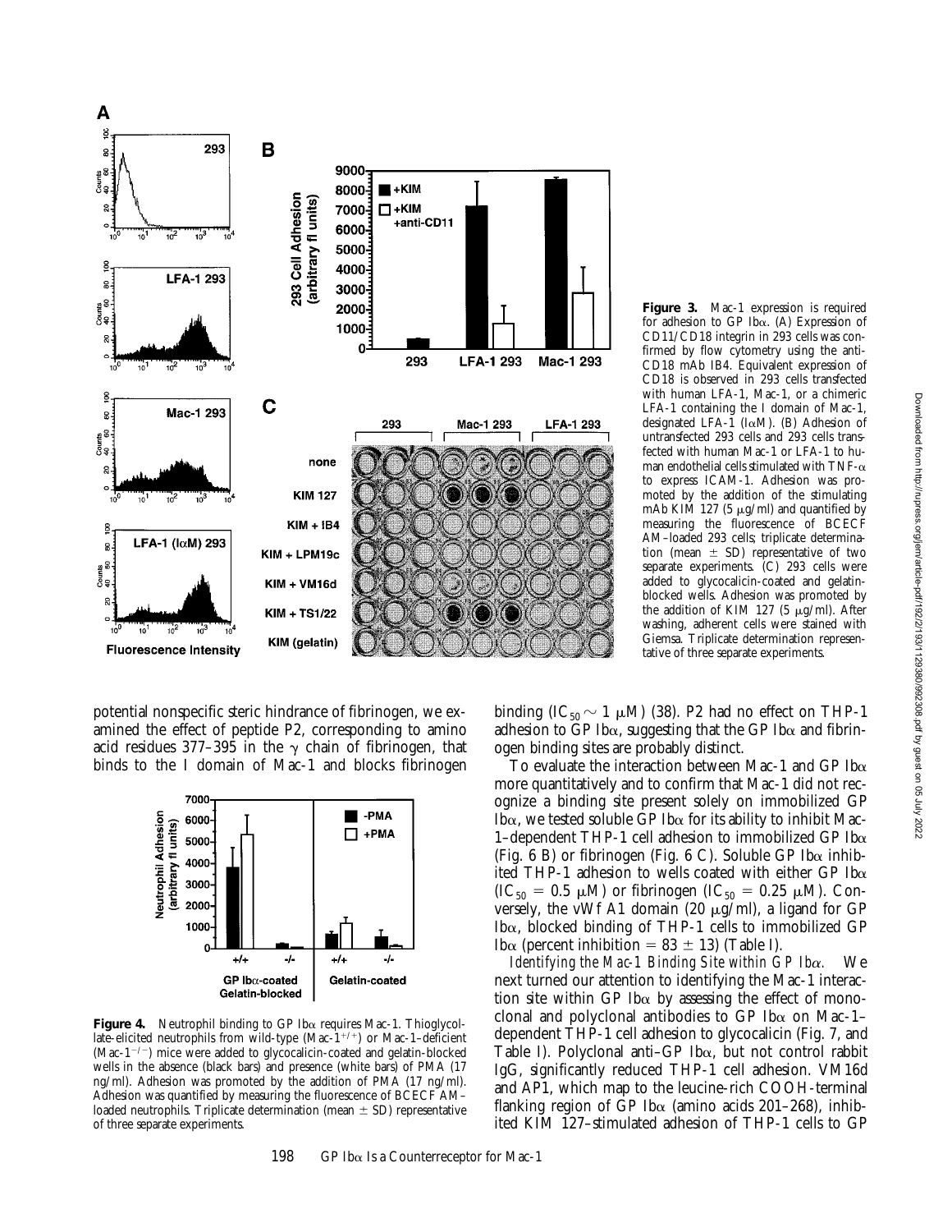**Figure 3.** Mac-1 expression is required for adhesion to GP Ibα. (A) Expression of CD11/CD18 integrin in 293 cells was confirmed by flow cytometry using the anti-CD18 mAb IB4. Equivalent expression of CD18 is observed in 293 cells transfected with human LFA-1, Mac-1, or a chimeric LFA-1 containing the I domain of Mac-1, designated LFA-1 (IαM). (B) Adhesion of untransfected 293 cells and 293 cells transfected with human Mac-1 or LFA-1 to human endothelial cells stimulated with TNF-α to express ICAM-1. Adhesion was promoted by the addition of the stimulating mAb KIM 127 (5 μg/ml) and quantified by measuring the fluorescence of BCECF AM–loaded 293 cells; triplicate determination (mean ± SD) representative of two separate experiments. (C) 293 cells were added to glycocalicin-coated and gelatin-blocked wells. Adhesion was promoted by the addition of KIM 127 (5 μg/ml). After washing, adherent cells were stained with Giemsa. Triplicate determination representative of three separate experiments.

potential nonspecific steric hindrance of fibrinogen, we examined the effect of peptide P2, corresponding to amino acid residues 377–395 in the γ chain of fibrinogen, that binds to the I domain of Mac-1 and blocks fibrinogen binding ($IC_{50} \sim 1$ μM) (38). P2 had no effect on THP-1 adhesion to GP Ibα, suggesting that the GP Ibα and fibrinogen binding sites are probably distinct.

**Figure 4.** Neutrophil binding to GP Ibα requires Mac-1. Thioglycollate-elicited neutrophils from wild-type (Mac-$1^{+/+}$) or Mac-1–deficient (Mac-$1^{-/-}$) mice were added to glycocalicin-coated and gelatin-blocked wells in the absence (black bars) and presence (white bars) of PMA (17 ng/ml). Adhesion was promoted by the addition of PMA (17 ng/ml). Adhesion was quantified by measuring the fluorescence of BCECF AM–loaded neutrophils. Triplicate determination (mean ± SD) representative of three separate experiments.

To evaluate the interaction between Mac-1 and GP Ibα more quantitatively and to confirm that Mac-1 did not recognize a binding site present solely on immobilized GP Ibα, we tested soluble GP Ibα for its ability to inhibit Mac-1–dependent THP-1 cell adhesion to immobilized GP Ibα (Fig. 6 B) or fibrinogen (Fig. 6 C). Soluble GP Ibα inhibited THP-1 adhesion to wells coated with either GP Ibα ($IC_{50} = 0.5$ μM) or fibrinogen ($IC_{50} = 0.25$ μM). Conversely, the vWf A1 domain (20 μg/ml), a ligand for GP Ibα, blocked binding of THP-1 cells to immobilized GP Ibα (percent inhibition = 83 ± 13) (Table I).

*Identifying the Mac-1 Binding Site within GP Ibα.* We next turned our attention to identifying the Mac-1 interaction site within GP Ibα by assessing the effect of monoclonal and polyclonal antibodies to GP Ibα on Mac-1–dependent THP-1 cell adhesion to glycocalicin (Fig. 7, and Table I). Polyclonal anti–GP Ibα, but not control rabbit IgG, significantly reduced THP-1 cell adhesion. VM16d and AP1, which map to the leucine-rich COOH-terminal flanking region of GP Ibα (amino acids 201–268), inhibited KIM 127–stimulated adhesion of THP-1 cells to GP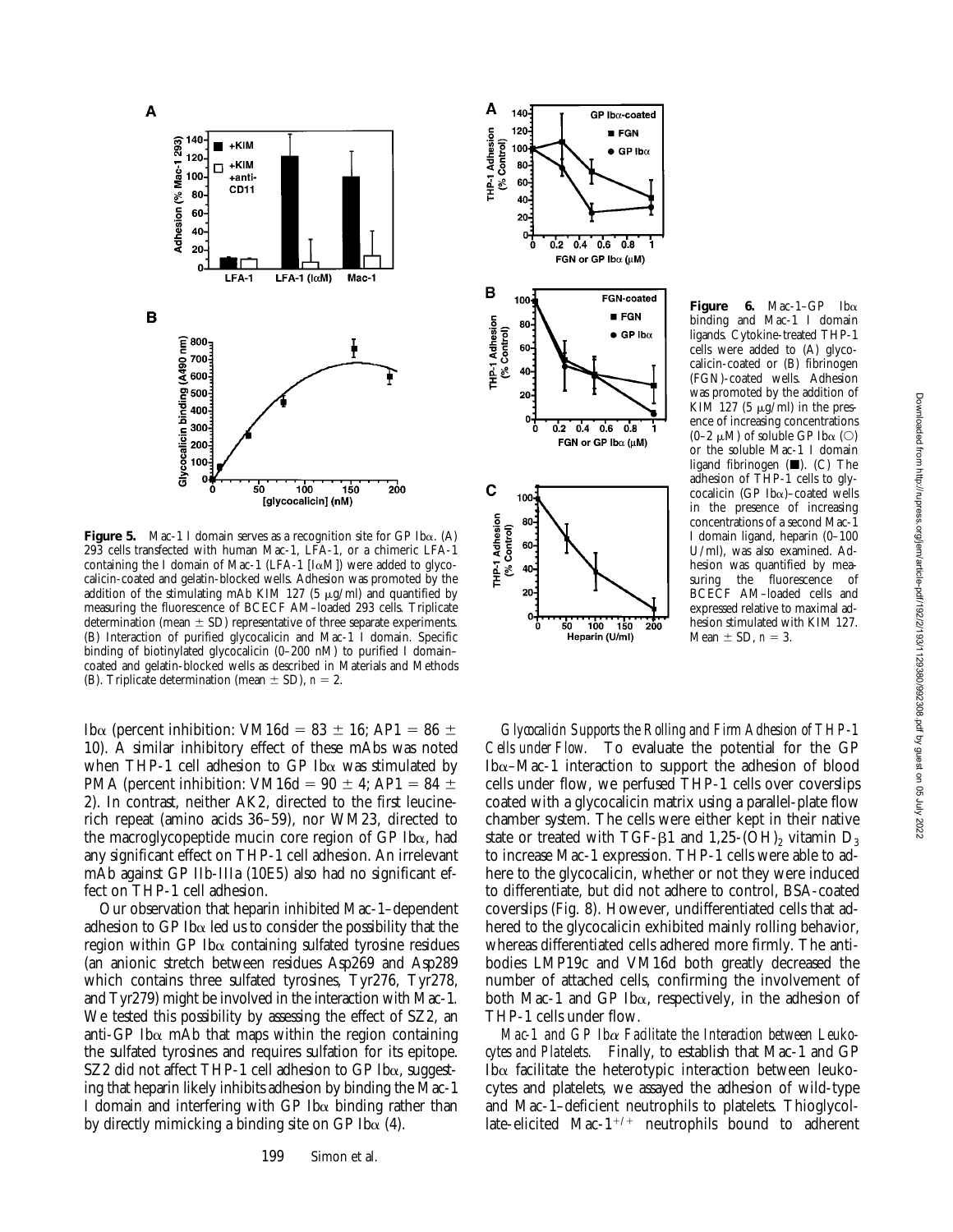**Figure 5.** Mac-1 I domain serves as a recognition site for GP Ibα. (A) 293 cells transfected with human Mac-1, LFA-1, or a chimeric LFA-1 containing the I domain of Mac-1 (LFA-1 [IαM]) were added to glycocalicin-coated and gelatin-blocked wells. Adhesion was promoted by the addition of the stimulating mAb KIM 127 (5 μg/ml) and quantified by measuring the fluorescence of BCECF AM–loaded 293 cells. Triplicate determination (mean ± SD) representative of three separate experiments. (B) Interaction of purified glycocalicin and Mac-1 I domain. Specific binding of biotinylated glycocalicin (0–200 nM) to purified I domain–coated and gelatin-blocked wells as described in Materials and Methods (B). Triplicate determination (mean ± SD), $n = 2$.

**Figure 6.** Mac-1–GP Ibα binding and Mac-1 I domain ligands. Cytokine-treated THP-1 cells were added to (A) glycocalicin-coated or (B) fibrinogen (FGN)-coated wells. Adhesion was promoted by the addition of KIM 127 (5 μg/ml) in the presence of increasing concentrations (0–2 μM) of soluble GP Ibα (○) or the soluble Mac-1 I domain ligand fibrinogen (■). (C) The adhesion of THP-1 cells to glycocalicin (GP Ibα)–coated wells in the presence of increasing concentrations of a second Mac-1 I domain ligand, heparin (0–100 U/ml), was also examined. Adhesion was quantified by measuring the fluorescence of BCECF AM–loaded cells and expressed relative to maximal adhesion stimulated with KIM 127. Mean ± SD, $n = 3$.

Ibα (percent inhibition: VM16d = 83 ± 16; AP1 = 86 ± 10). A similar inhibitory effect of these mAbs was noted when THP-1 cell adhesion to GP Ibα was stimulated by PMA (percent inhibition: VM16d = 90 ± 4; AP1 = 84 ± 2). In contrast, neither AK2, directed to the first leucine-rich repeat (amino acids 36–59), nor WM23, directed to the macroglycopeptide mucin core region of GP Ibα, had any significant effect on THP-1 cell adhesion. An irrelevant mAb against GP IIb-IIIa (10E5) also had no significant effect on THP-1 cell adhesion.

Our observation that heparin inhibited Mac-1–dependent adhesion to GP Ibα led us to consider the possibility that the region within GP Ibα containing sulfated tyrosine residues (an anionic stretch between residues Asp269 and Asp289 which contains three sulfated tyrosines, Tyr276, Tyr278, and Tyr279) might be involved in the interaction with Mac-1. We tested this possibility by assessing the effect of SZ2, an anti-GP Ibα mAb that maps within the region containing the sulfated tyrosines and requires sulfation for its epitope. SZ2 did not affect THP-1 cell adhesion to GP Ibα, suggesting that heparin likely inhibits adhesion by binding the Mac-1 I domain and interfering with GP Ibα binding rather than by directly mimicking a binding site on GP Ibα (4).

*Glycocalicin Supports the Rolling and Firm Adhesion of THP-1 Cells under Flow.* To evaluate the potential for the GP Ibα–Mac-1 interaction to support the adhesion of blood cells under flow, we perfused THP-1 cells over coverslips coated with a glycocalicin matrix using a parallel-plate flow chamber system. The cells were either kept in their native state or treated with TGF-β1 and 1,25-$(OH)_2$ vitamin $D_3$ to increase Mac-1 expression. THP-1 cells were able to adhere to the glycocalicin, whether or not they were induced to differentiate, but did not adhere to control, BSA-coated coverslips (Fig. 8). However, undifferentiated cells that adhered to the glycocalicin exhibited mainly rolling behavior, whereas differentiated cells adhered more firmly. The antibodies LMP19c and VM16d both greatly decreased the number of attached cells, confirming the involvement of both Mac-1 and GP Ibα, respectively, in the adhesion of THP-1 cells under flow.

*Mac-1 and GP Ibα Facilitate the Interaction between Leukocytes and Platelets.* Finally, to establish that Mac-1 and GP Ibα facilitate the heterotypic interaction between leukocytes and platelets, we assayed the adhesion of wild-type and Mac-1–deficient neutrophils to platelets. Thioglycollate-elicited Mac-$1^{+/+}$ neutrophils bound to adherent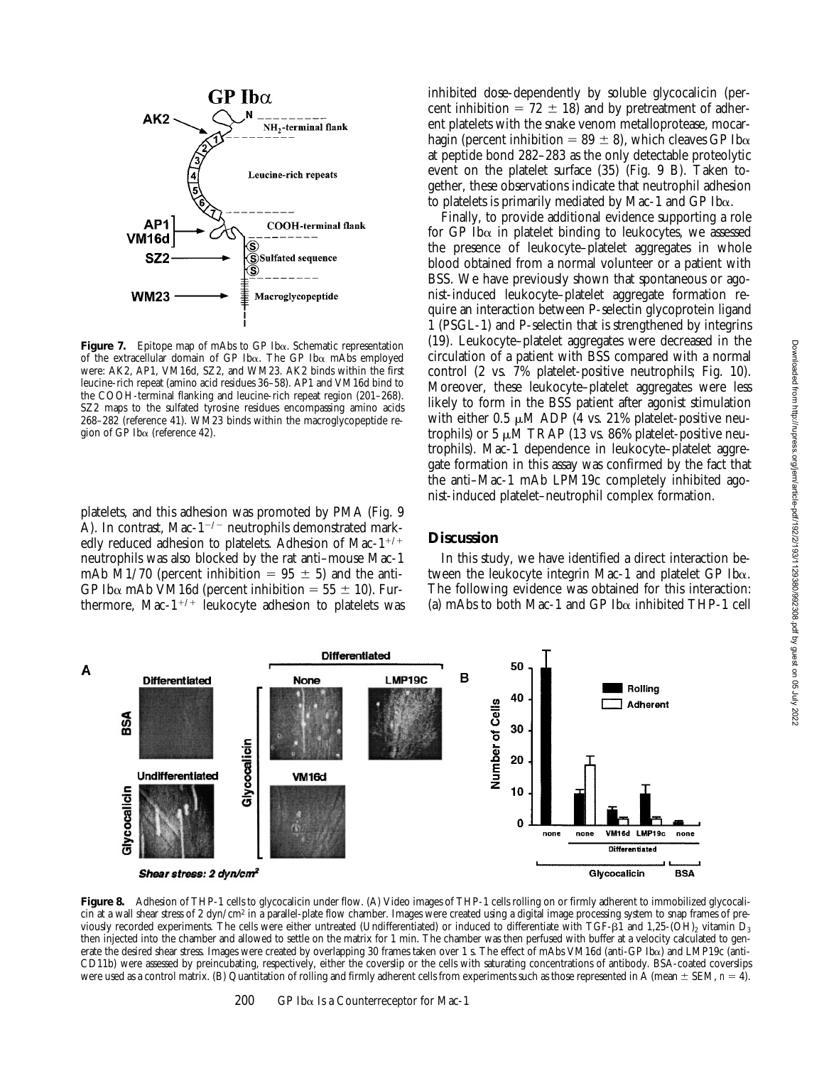**Figure 7.** Epitope map of mAbs to GP Ibα. Schematic representation of the extracellular domain of GP Ibα. The GP Ibα mAbs employed were: AK2, AP1, VM16d, SZ2, and WM23. AK2 binds within the first leucine-rich repeat (amino acid residues 36–58). AP1 and VM16d bind to the COOH-terminal flanking and leucine-rich repeat region (201–268). SZ2 maps to the sulfated tyrosine residues encompassing amino acids 268–282 (reference 41). WM23 binds within the macroglycopeptide region of GP Ibα (reference 42).

platelets, and this adhesion was promoted by PMA (Fig. 9 A). In contrast, Mac-$1^{-/-}$ neutrophils demonstrated markedly reduced adhesion to platelets. Adhesion of Mac-$1^{+/+}$ neutrophils was also blocked by the rat anti–mouse Mac-1 mAb M1/70 (percent inhibition = 95 ± 5) and the anti-GP Ibα mAb VM16d (percent inhibition = 55 ± 10). Furthermore, Mac-$1^{+/+}$ leukocyte adhesion to platelets was inhibited dose-dependently by soluble glycocalicin (percent inhibition = 72 ± 18) and by pretreatment of adherent platelets with the snake venom metalloprotease, mocarhagin (percent inhibition = 89 ± 8), which cleaves GP Ibα at peptide bond 282–283 as the only detectable proteolytic event on the platelet surface (35) (Fig. 9 B). Taken together, these observations indicate that neutrophil adhesion to platelets is primarily mediated by Mac-1 and GP Ibα.

Finally, to provide additional evidence supporting a role for GP Ibα in platelet binding to leukocytes, we assessed the presence of leukocyte–platelet aggregates in whole blood obtained from a normal volunteer or a patient with BSS. We have previously shown that spontaneous or agonist-induced leukocyte–platelet aggregate formation require an interaction between P-selectin glycoprotein ligand 1 (PSGL-1) and P-selectin that is strengthened by integrins (19). Leukocyte–platelet aggregates were decreased in the circulation of a patient with BSS compared with a normal control (2 vs. 7% platelet-positive neutrophils; Fig. 10). Moreover, these leukocyte–platelet aggregates were less likely to form in the BSS patient after agonist stimulation with either 0.5 μM ADP (4 vs. 21% platelet-positive neutrophils) or 5 μM TRAP (13 vs. 86% platelet-positive neutrophils). Mac-1 dependence in leukocyte–platelet aggregate formation in this assay was confirmed by the fact that the anti–Mac-1 mAb LPM19c completely inhibited agonist-induced platelet–neutrophil complex formation.

## Discussion

In this study, we have identified a direct interaction between the leukocyte integrin Mac-1 and platelet GP Ibα. The following evidence was obtained for this interaction: (a) mAbs to both Mac-1 and GP Ibα inhibited THP-1 cell

**Figure 8.** Adhesion of THP-1 cells to glycocalicin under flow. (A) Video images of THP-1 cells rolling on or firmly adherent to immobilized glycocalicin at a wall shear stress of 2 dyn/cm² in a parallel-plate flow chamber. Images were created using a digital image processing system to snap frames of previously recorded experiments. The cells were either untreated (Undifferentiated) or induced to differentiate with TGF-β1 and 1,25-$(OH)_2$ vitamin $D_3$ then injected into the chamber and allowed to settle on the matrix for 1 min. The chamber was then perfused with buffer at a velocity calculated to generate the desired shear stress. Images were created by overlapping 30 frames taken over 1 s. The effect of mAbs VM16d (anti-GP Ibα) and LMP19c (anti-CD11b) were assessed by preincubating, respectively, either the coverslip or the cells with saturating concentrations of antibody. BSA-coated coverslips were used as a control matrix. (B) Quantitation of rolling and firmly adherent cells from experiments such as those represented in A (mean ± SEM, n = 4).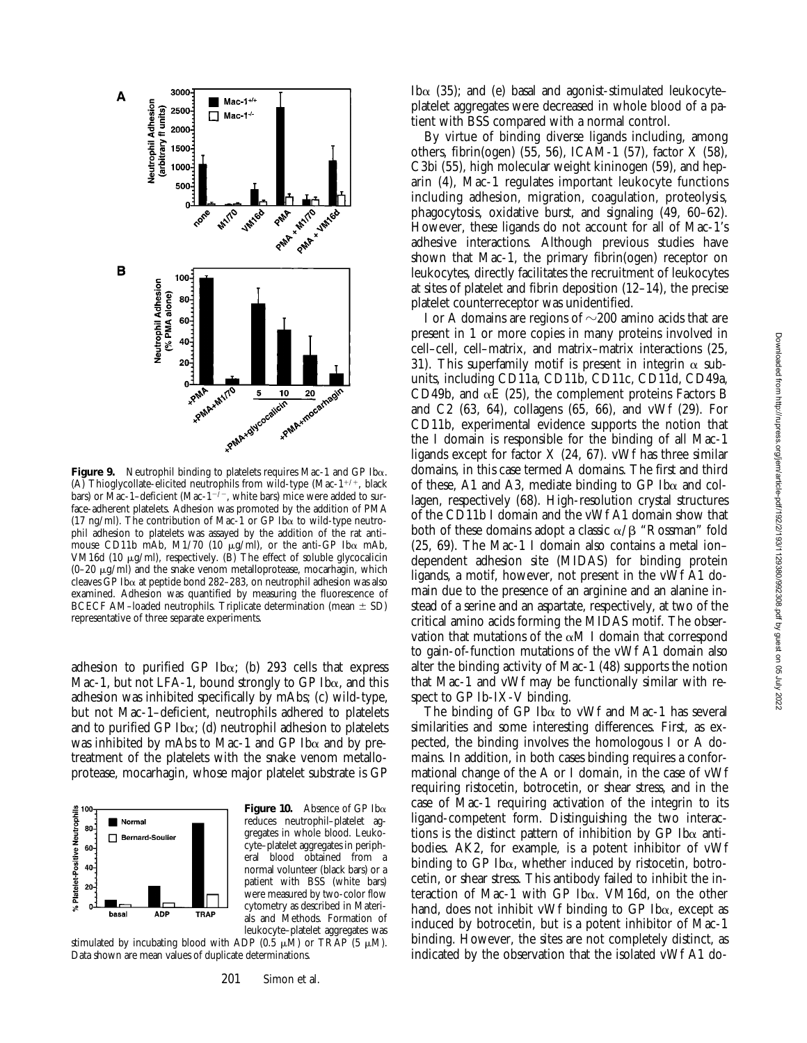**Figure 9.** Neutrophil binding to platelets requires Mac-1 and GP Ibα. (A) Thioglycollate-elicited neutrophils from wild-type (Mac-$1^{+/+}$, black bars) or Mac-1–deficient (Mac-$1^{-/-}$, white bars) mice were added to surface-adherent platelets. Adhesion was promoted by the addition of PMA (17 ng/ml). The contribution of Mac-1 or GP Ibα to wild-type neutrophil adhesion to platelets was assayed by the addition of the rat anti–mouse CD11b mAb, M1/70 (10 μg/ml), or the anti-GP Ibα mAb, VM16d (10 μg/ml), respectively. (B) The effect of soluble glycocalicin (0–20 μg/ml) and the snake venom metalloprotease, mocarhagin, which cleaves GP Ibα at peptide bond 282–283, on neutrophil adhesion was also examined. Adhesion was quantified by measuring the fluorescence of BCECF AM–loaded neutrophils. Triplicate determination (mean ± SD) representative of three separate experiments.

adhesion to purified GP Ibα; (b) 293 cells that express Mac-1, but not LFA-1, bound strongly to GP Ibα, and this adhesion was inhibited specifically by mAbs; (c) wild-type, but not Mac-1–deficient, neutrophils adhered to platelets and to purified GP Ibα; (d) neutrophil adhesion to platelets was inhibited by mAbs to Mac-1 and GP Ibα and by pretreatment of the platelets with the snake venom metalloprotease, mocarhagin, whose major platelet substrate is GP Ibα (35); and (e) basal and agonist-stimulated leukocyte–platelet aggregates were decreased in whole blood of a patient with BSS compared with a normal control.

**Figure 10.** Absence of GP Ibα reduces neutrophil–platelet aggregates in whole blood. Leukocyte–platelet aggregates in peripheral blood obtained from a normal volunteer (black bars) or a patient with BSS (white bars) were measured by two-color flow cytometry as described in Materials and Methods. Formation of leukocyte–platelet aggregates was stimulated by incubating blood with ADP (0.5 μM) or TRAP (5 μM). Data shown are mean values of duplicate determinations.

By virtue of binding diverse ligands including, among others, fibrin(ogen) (55, 56), ICAM-1 (57), factor X (58), C3bi (55), high molecular weight kininogen (59), and heparin (4), Mac-1 regulates important leukocyte functions including adhesion, migration, coagulation, proteolysis, phagocytosis, oxidative burst, and signaling (49, 60–62). However, these ligands do not account for all of Mac-1's adhesive interactions. Although previous studies have shown that Mac-1, the primary fibrin(ogen) receptor on leukocytes, directly facilitates the recruitment of leukocytes at sites of platelet and fibrin deposition (12–14), the precise platelet counterreceptor was unidentified.

I or A domains are regions of ~200 amino acids that are present in 1 or more copies in many proteins involved in cell–cell, cell–matrix, and matrix–matrix interactions (25, 31). This superfamily motif is present in integrin α subunits, including CD11a, CD11b, CD11c, CD11d, CD49a, CD49b, and αE (25), the complement proteins Factors B and C2 (63, 64), collagens (65, 66), and vWf (29). For CD11b, experimental evidence supports the notion that the I domain is responsible for the binding of all Mac-1 ligands except for factor X (24, 67). vWf has three similar domains, in this case termed A domains. The first and third of these, A1 and A3, mediate binding to GP Ibα and collagen, respectively (68). High-resolution crystal structures of the CD11b I domain and the vWf A1 domain show that both of these domains adopt a classic α/β "Rossman" fold (25, 69). The Mac-1 I domain also contains a metal ion–dependent adhesion site (MIDAS) for binding protein ligands, a motif, however, not present in the vWf A1 domain due to the presence of an arginine and an alanine instead of a serine and an aspartate, respectively, at two of the critical amino acids forming the MIDAS motif. The observation that mutations of the αM I domain that correspond to gain-of-function mutations of the vWf A1 domain also alter the binding activity of Mac-1 (48) supports the notion that Mac-1 and vWf may be functionally similar with respect to GP Ib-IX-V binding.

The binding of GP Ibα to vWf and Mac-1 has several similarities and some interesting differences. First, as expected, the binding involves the homologous I or A domains. In addition, in both cases binding requires a conformational change of the A or I domain, in the case of vWf requiring ristocetin, botrocetin, or shear stress, and in the case of Mac-1 requiring activation of the integrin to its ligand-competent form. Distinguishing the two interactions is the distinct pattern of inhibition by GP Ibα antibodies. AK2, for example, is a potent inhibitor of vWf binding to GP Ibα, whether induced by ristocetin, botrocetin, or shear stress. This antibody failed to inhibit the interaction of Mac-1 with GP Ibα. VM16d, on the other hand, does not inhibit vWf binding to GP Ibα, except as induced by botrocetin, but is a potent inhibitor of Mac-1 binding. However, the sites are not completely distinct, as indicated by the observation that the isolated vWf A1 do-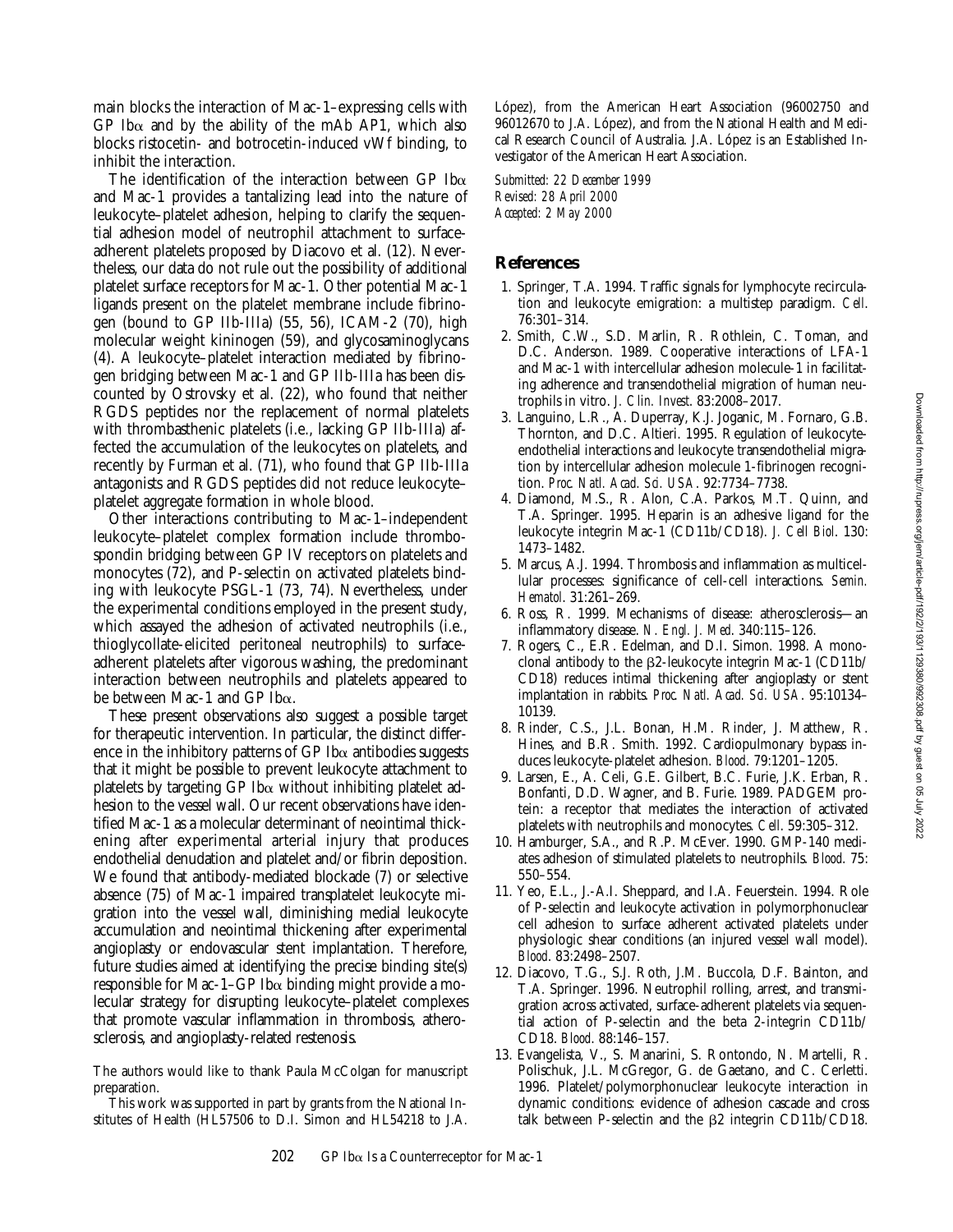main blocks the interaction of Mac-1–expressing cells with GP Ibα and by the ability of the mAb AP1, which also blocks ristocetin- and botrocetin-induced vWf binding, to inhibit the interaction.

The identification of the interaction between GP Ibα and Mac-1 provides a tantalizing lead into the nature of leukocyte–platelet adhesion, helping to clarify the sequential adhesion model of neutrophil attachment to surface-adherent platelets proposed by Diacovo et al. (12). Nevertheless, our data do not rule out the possibility of additional platelet surface receptors for Mac-1. Other potential Mac-1 ligands present on the platelet membrane include fibrinogen (bound to GP IIb-IIIa) (55, 56), ICAM-2 (70), high molecular weight kininogen (59), and glycosaminoglycans (4). A leukocyte–platelet interaction mediated by fibrinogen bridging between Mac-1 and GP IIb-IIIa has been discounted by Ostrovsky et al. (22), who found that neither RGDS peptides nor the replacement of normal platelets with thrombasthenic platelets (i.e., lacking GP IIb-IIIa) affected the accumulation of the leukocytes on platelets, and recently by Furman et al. (71), who found that GP IIb-IIIa antagonists and RGDS peptides did not reduce leukocyte–platelet aggregate formation in whole blood.

Other interactions contributing to Mac-1–independent leukocyte–platelet complex formation include thrombospondin bridging between GP IV receptors on platelets and monocytes (72), and P-selectin on activated platelets binding with leukocyte PSGL-1 (73, 74). Nevertheless, under the experimental conditions employed in the present study, which assayed the adhesion of activated neutrophils (i.e., thioglycollate-elicited peritoneal neutrophils) to surface-adherent platelets after vigorous washing, the predominant interaction between neutrophils and platelets appeared to be between Mac-1 and GP Ibα.

These present observations also suggest a possible target for therapeutic intervention. In particular, the distinct difference in the inhibitory patterns of GP Ibα antibodies suggests that it might be possible to prevent leukocyte attachment to platelets by targeting GP Ibα without inhibiting platelet adhesion to the vessel wall. Our recent observations have identified Mac-1 as a molecular determinant of neointimal thickening after experimental arterial injury that produces endothelial denudation and platelet and/or fibrin deposition. We found that antibody-mediated blockade (7) or selective absence (75) of Mac-1 impaired transplatelet leukocyte migration into the vessel wall, diminishing medial leukocyte accumulation and neointimal thickening after experimental angioplasty or endovascular stent implantation. Therefore, future studies aimed at identifying the precise binding site(s) responsible for Mac-1–GP Ibα binding might provide a molecular strategy for disrupting leukocyte–platelet complexes that promote vascular inflammation in thrombosis, atherosclerosis, and angioplasty-related restenosis.

The authors would like to thank Paula McColgan for manuscript preparation.

This work was supported in part by grants from the National Institutes of Health (HL57506 to D.I. Simon and HL54218 to J.A. López), from the American Heart Association (96002750 and 96012670 to J.A. López), and from the National Health and Medical Research Council of Australia. J.A. López is an Established Investigator of the American Heart Association.

*Submitted: 22 December 1999*
*Revised: 28 April 2000*
*Accepted: 2 May 2000*

## References

1. Springer, T.A. 1994. Traffic signals for lymphocyte recirculation and leukocyte emigration: a multistep paradigm. *Cell.* 76:301–314.
2. Smith, C.W., S.D. Marlin, R. Rothlein, C. Toman, and D.C. Anderson. 1989. Cooperative interactions of LFA-1 and Mac-1 with intercellular adhesion molecule-1 in facilitating adherence and transendothelial migration of human neutrophils in vitro. *J. Clin. Invest.* 83:2008–2017.
3. Languino, L.R., A. Duperray, K.J. Joganic, M. Fornaro, G.B. Thornton, and D.C. Altieri. 1995. Regulation of leukocyte-endothelial interactions and leukocyte transendothelial migration by intercellular adhesion molecule 1-fibrinogen recognition. *Proc. Natl. Acad. Sci. USA.* 92:7734–7738.
4. Diamond, M.S., R. Alon, C.A. Parkos, M.T. Quinn, and T.A. Springer. 1995. Heparin is an adhesive ligand for the leukocyte integrin Mac-1 (CD11b/CD18). *J. Cell Biol.* 130: 1473–1482.
5. Marcus, A.J. 1994. Thrombosis and inflammation as multicellular processes: significance of cell-cell interactions. *Semin. Hematol.* 31:261–269.
6. Ross, R. 1999. Mechanisms of disease: atherosclerosis—an inflammatory disease. *N. Engl. J. Med.* 340:115–126.
7. Rogers, C., E.R. Edelman, and D.I. Simon. 1998. A monoclonal antibody to the β2-leukocyte integrin Mac-1 (CD11b/CD18) reduces intimal thickening after angioplasty or stent implantation in rabbits. *Proc. Natl. Acad. Sci. USA.* 95:10134–10139.
8. Rinder, C.S., J.L. Bonan, H.M. Rinder, J. Matthew, R. Hines, and B.R. Smith. 1992. Cardiopulmonary bypass induces leukocyte-platelet adhesion. *Blood.* 79:1201–1205.
9. Larsen, E., A. Celi, G.E. Gilbert, B.C. Furie, J.K. Erban, R. Bonfanti, D.D. Wagner, and B. Furie. 1989. PADGEM protein: a receptor that mediates the interaction of activated platelets with neutrophils and monocytes. *Cell.* 59:305–312.
10. Hamburger, S.A., and R.P. McEver. 1990. GMP-140 mediates adhesion of stimulated platelets to neutrophils. *Blood.* 75: 550–554.
11. Yeo, E.L., J.-A.I. Sheppard, and I.A. Feuerstein. 1994. Role of P-selectin and leukocyte activation in polymorphonuclear cell adhesion to surface adherent activated platelets under physiologic shear conditions (an injured vessel wall model). *Blood.* 83:2498–2507.
12. Diacovo, T.G., S.J. Roth, J.M. Buccola, D.F. Bainton, and T.A. Springer. 1996. Neutrophil rolling, arrest, and transmigration across activated, surface-adherent platelets via sequential action of P-selectin and the beta 2-integrin CD11b/CD18. *Blood.* 88:146–157.
13. Evangelista, V., S. Manarini, S. Rontondo, N. Martelli, R. Polischuk, J.L. McGregor, G. de Gaetano, and C. Cerletti. 1996. Platelet/polymorphonuclear leukocyte interaction in dynamic conditions: evidence of adhesion cascade and cross talk between P-selectin and the β2 integrin CD11b/CD18.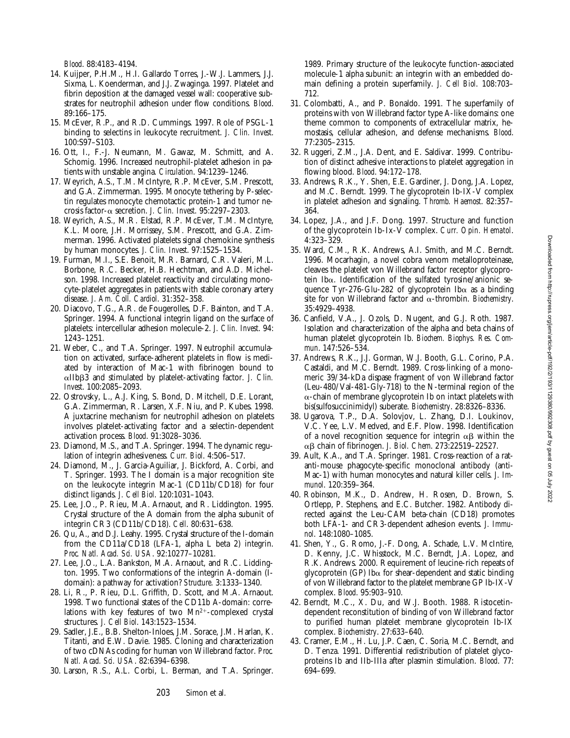*Blood*. 88:4183–4194.

14. Kuijper, P.H.M., H.I. Gallardo Torres, J.-W.J. Lammers, J.J. Sixma, L. Koenderman, and J.J. Zwaginga. 1997. Platelet and fibrin deposition at the damaged vessel wall: cooperative substrates for neutrophil adhesion under flow conditions. *Blood.* 89:166–175.
15. McEver, R.P., and R.D. Cummings. 1997. Role of PSGL-1 binding to selectins in leukocyte recruitment. *J. Clin. Invest.* 100:S97–S103.
16. Ott, I., F.-J. Neumann, M. Gawaz, M. Schmitt, and A. Schomig. 1996. Increased neutrophil-platelet adhesion in patients with unstable angina. *Circulation*. 94:1239–1246.
17. Weyrich, A.S., T.M. McIntyre, R.P. McEver, S.M. Prescott, and G.A. Zimmerman. 1995. Monocyte tethering by P-selectin regulates monocyte chemotactic protein-1 and tumor necrosis factor-α secretion. *J. Clin. Invest.* 95:2297–2303.
18. Weyrich, A.S., M.R. Elstad, R.P. McEver, T.M. McIntyre, K.L. Moore, J.H. Morrissey, S.M. Prescott, and G.A. Zimmerman. 1996. Activated platelets signal chemokine synthesis by human monocytes. *J. Clin. Invest.* 97:1525–1534.
19. Furman, M.I., S.E. Benoit, M.R. Barnard, C.R. Valeri, M.L. Borbone, R.C. Becker, H.B. Hechtman, and A.D. Michelson. 1998. Increased platelet reactivity and circulating monocyte-platelet aggregates in patients with stable coronary artery disease. *J. Am. Coll. Cardiol*. 31:352–358.
20. Diacovo, T.G., A.R. de Fougerolles, D.F. Bainton, and T.A. Springer. 1994. A functional integrin ligand on the surface of platelets: intercellular adhesion molecule-2. *J. Clin. Invest*. 94: 1243–1251.
21. Weber, C., and T.A. Springer. 1997. Neutrophil accumulation on activated, surface-adherent platelets in flow is mediated by interaction of Mac-1 with fibrinogen bound to αIIbβ3 and stimulated by platelet-activating factor. *J. Clin. Invest*. 100:2085–2093.
22. Ostrovsky, L., A.J. King, S. Bond, D. Mitchell, D.E. Lorant, G.A. Zimmerman, R. Larsen, X.F. Niu, and P. Kubes. 1998. A juxtacrine mechanism for neutrophil adhesion on platelets involves platelet-activating factor and a selectin-dependent activation process. *Blood*. 91:3028–3036.
23. Diamond, M.S., and T.A. Springer. 1994. The dynamic regulation of integrin adhesiveness. *Curr. Biol*. 4:506–517.
24. Diamond, M., J. Garcia-Aguiliar, J. Bickford, A. Corbi, and T. Springer. 1993. The I domain is a major recognition site on the leukocyte integrin Mac-1 (CD11b/CD18) for four distinct ligands. *J. Cell Biol*. 120:1031–1043.
25. Lee, J.O., P. Rieu, M.A. Arnaout, and R. Liddington. 1995. Crystal structure of the A domain from the alpha subunit of integrin CR3 (CD11b/CD18). *Cell*. 80:631–638.
26. Qu, A., and D.J. Leahy. 1995. Crystal structure of the I-domain from the CD11a/CD18 (LFA-1, alpha L beta 2) integrin. *Proc. Natl. Acad. Sci. USA*. 92:10277–10281.
27. Lee, J.O., L.A. Bankston, M.A. Arnaout, and R.C. Liddington. 1995. Two conformations of the integrin A-domain (I-domain): a pathway for activation? *Structure.* 3:1333–1340.
28. Li, R., P. Rieu, D.L. Griffith, D. Scott, and M.A. Arnaout. 1998. Two functional states of the CD11b A-domain: correlations with key features of two $Mn^{2+}$-complexed crystal structures. *J. Cell Biol*. 143:1523–1534.
29. Sadler, J.E., B.B. Shelton-Inloes, J.M. Sorace, J.M. Harlan, K. Titanti, and E.W. Davie. 1985. Cloning and characterization of two cDNAs coding for human von Willebrand factor. *Proc. Natl. Acad. Sci. USA*. 82:6394–6398.
30. Larson, R.S., A.L. Corbi, L. Berman, and T.A. Springer. 1989. Primary structure of the leukocyte function-associated molecule-1 alpha subunit: an integrin with an embedded domain defining a protein superfamily. *J. Cell Biol*. 108:703–712.
31. Colombatti, A., and P. Bonaldo. 1991. The superfamily of proteins with von Willebrand factor type A-like domains: one theme common to components of extracellular matrix, hemostasis, cellular adhesion, and defense mechanisms. *Blood*. 77:2305–2315.
32. Ruggeri, Z.M., J.A. Dent, and E. Saldivar. 1999. Contribution of distinct adhesive interactions to platelet aggregation in flowing blood. *Blood*. 94:172–178.
33. Andrews, R.K., Y. Shen, E.E. Gardiner, J. Dong, J.A. Lopez, and M.C. Berndt. 1999. The glycoprotein Ib-IX-V complex in platelet adhesion and signaling. *Thromb. Haemost*. 82:357–364.
34. Lopez, J.A., and J.F. Dong. 1997. Structure and function of the glycoprotein Ib-Ix-V complex. *Curr. Opin. Hematol*. 4:323–329.
35. Ward, C.M., R.K. Andrews, A.I. Smith, and M.C. Berndt. 1996. Mocarhagin, a novel cobra venom metalloproteinase, cleaves the platelet von Willebrand factor receptor glycoprotein Ibα. Identification of the sulfated tyrosine/anionic sequence Tyr-276-Glu-282 of glycoprotein Ibα as a binding site for von Willebrand factor and α-thrombin. *Biochemistry*. 35:4929–4938.
36. Canfield, V.A., J. Ozols, D. Nugent, and G.J. Roth. 1987. Isolation and characterization of the alpha and beta chains of human platelet glycoprotein Ib. *Biochem. Biophys. Res. Commun*. 147:526–534.
37. Andrews, R.K., J.J. Gorman, W.J. Booth, G.L. Corino, P.A. Castaldi, and M.C. Berndt. 1989. Cross-linking of a monomeric 39/34-kDa dispase fragment of von Willebrand factor (Leu-480/Val-481-Gly-718) to the N-terminal region of the α-chain of membrane glycoprotein Ib on intact platelets with bis(sulfosuccinimidyl) suberate. *Biochemistry*. 28:8326–8336.
38. Ugarova, T.P., D.A. Solovjov, L. Zhang, D.I. Loukinov, V.C. Yee, L.V. Medved, and E.F. Plow. 1998. Identification of a novel recognition sequence for integrin αβ within the αβ chain of fibrinogen. *J. Biol. Chem*. 273:22519–22527.
39. Ault, K.A., and T.A. Springer. 1981. Cross-reaction of a rat-anti-mouse phagocyte-specific monoclonal antibody (anti-Mac-1) with human monocytes and natural killer cells. *J. Immunol*. 120:359–364.
40. Robinson, M.K., D. Andrew, H. Rosen, D. Brown, S. Ortlepp, P. Stephens, and E.C. Butcher. 1982. Antibody directed against the Leu-CAM beta-chain (CD18) promotes both LFA-1- and CR3-dependent adhesion events. *J. Immunol*. 148:1080–1085.
41. Shen, Y., G. Romo, J.-F. Dong, A. Schade, L.V. McIntire, D. Kenny, J.C. Whisstock, M.C. Berndt, J.A. Lopez, and R.K. Andrews. 2000. Requirement of leucine-rich repeats of glycoprotein (GP) Ibα for shear-dependent and static binding of von Willebrand factor to the platelet membrane GP Ib-IX-V complex. *Blood*. 95:903–910.
42. Berndt, M.C., X. Du, and W.J. Booth. 1988. Ristocetin-dependent reconstitution of binding of von Willebrand factor to purified human platelet membrane glycoprotein Ib-IX complex. *Biochemistry*. 27:633–640.
43. Cramer, E.M., H. Lu, J.P. Caen, C. Soria, M.C. Berndt, and D. Tenza. 1991. Differential redistribution of platelet glycoproteins Ib and IIb-IIIa after plasmin stimulation. *Blood*. 77: 694–699.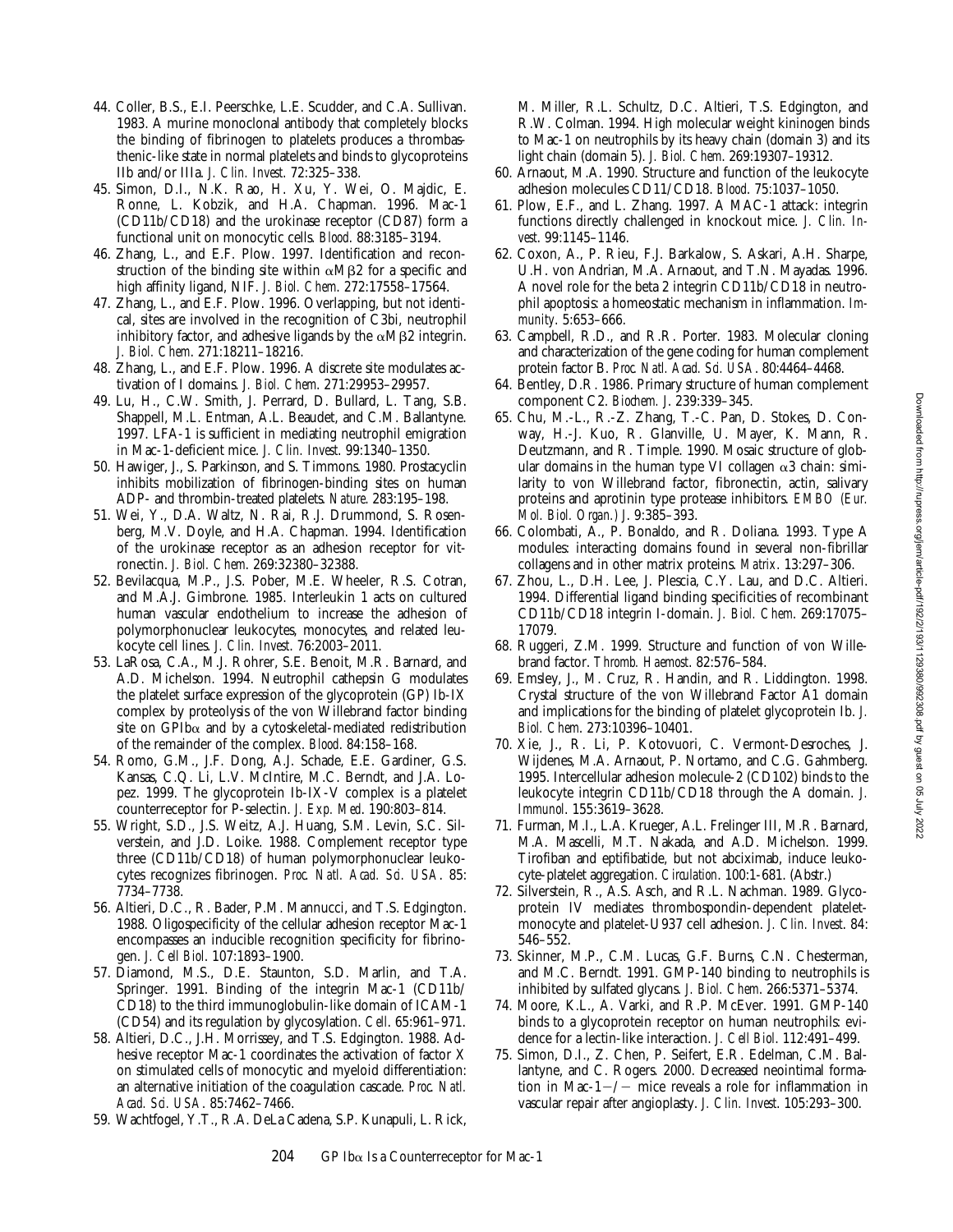44. Coller, B.S., E.I. Peerschke, L.E. Scudder, and C.A. Sullivan. 1983. A murine monoclonal antibody that completely blocks the binding of fibrinogen to platelets produces a thrombasthenic-like state in normal platelets and binds to glycoproteins IIb and/or IIIa. *J. Clin. Invest.* 72:325–338.

45. Simon, D.I., N.K. Rao, H. Xu, Y. Wei, O. Majdic, E. Ronne, L. Kobzik, and H.A. Chapman. 1996. Mac-1 (CD11b/CD18) and the urokinase receptor (CD87) form a functional unit on monocytic cells. *Blood.* 88:3185–3194.

46. Zhang, L., and E.F. Plow. 1997. Identification and reconstruction of the binding site within $\alpha$M$\beta$2 for a specific and high affinity ligand, NIF. *J. Biol. Chem.* 272:17558–17564.

47. Zhang, L., and E.F. Plow. 1996. Overlapping, but not identical, sites are involved in the recognition of C3bi, neutrophil inhibitory factor, and adhesive ligands by the $\alpha$M$\beta$2 integrin. *J. Biol. Chem.* 271:18211–18216.

48. Zhang, L., and E.F. Plow. 1996. A discrete site modulates activation of I domains. *J. Biol. Chem.* 271:29953–29957.

49. Lu, H., C.W. Smith, J. Perrard, D. Bullard, L. Tang, S.B. Shappell, M.L. Entman, A.L. Beaudet, and C.M. Ballantyne. 1997. LFA-1 is sufficient in mediating neutrophil emigration in Mac-1-deficient mice. *J. Clin. Invest.* 99:1340–1350.

50. Hawiger, J., S. Parkinson, and S. Timmons. 1980. Prostacyclin inhibits mobilization of fibrinogen-binding sites on human ADP- and thrombin-treated platelets. *Nature.* 283:195–198.

51. Wei, Y., D.A. Waltz, N. Rai, R.J. Drummond, S. Rosenberg, M.V. Doyle, and H.A. Chapman. 1994. Identification of the urokinase receptor as an adhesion receptor for vitronectin. *J. Biol. Chem.* 269:32380–32388.

52. Bevilacqua, M.P., J.S. Pober, M.E. Wheeler, R.S. Cotran, and M.A.J. Gimbrone. 1985. Interleukin 1 acts on cultured human vascular endothelium to increase the adhesion of polymorphonuclear leukocytes, monocytes, and related leukocyte cell lines. *J. Clin. Invest.* 76:2003–2011.

53. LaRosa, C.A., M.J. Rohrer, S.E. Benoit, M.R. Barnard, and A.D. Michelson. 1994. Neutrophil cathepsin G modulates the platelet surface expression of the glycoprotein (GP) Ib-IX complex by proteolysis of the von Willebrand factor binding site on GPIb$\alpha$ and by a cytoskeletal-mediated redistribution of the remainder of the complex. *Blood.* 84:158–168.

54. Romo, G.M., J.F. Dong, A.J. Schade, E.E. Gardiner, G.S. Kansas, C.Q. Li, L.V. McIntire, M.C. Berndt, and J.A. Lopez. 1999. The glycoprotein Ib-IX-V complex is a platelet counterreceptor for P-selectin. *J. Exp. Med.* 190:803–814.

55. Wright, S.D., J.S. Weitz, A.J. Huang, S.M. Levin, S.C. Silverstein, and J.D. Loike. 1988. Complement receptor type three (CD11b/CD18) of human polymorphonuclear leukocytes recognizes fibrinogen. *Proc. Natl. Acad. Sci. USA.* 85: 7734–7738.

56. Altieri, D.C., R. Bader, P.M. Mannucci, and T.S. Edgington. 1988. Oligospecificity of the cellular adhesion receptor Mac-1 encompasses an inducible recognition specificity for fibrinogen. *J. Cell Biol.* 107:1893–1900.

57. Diamond, M.S., D.E. Staunton, S.D. Marlin, and T.A. Springer. 1991. Binding of the integrin Mac-1 (CD11b/CD18) to the third immunoglobulin-like domain of ICAM-1 (CD54) and its regulation by glycosylation. *Cell.* 65:961–971.

58. Altieri, D.C., J.H. Morrissey, and T.S. Edgington. 1988. Adhesive receptor Mac-1 coordinates the activation of factor X on stimulated cells of monocytic and myeloid differentiation: an alternative initiation of the coagulation cascade. *Proc. Natl. Acad. Sci. USA.* 85:7462–7466.

59. Wachtfogel, Y.T., R.A. DeLa Cadena, S.P. Kunapuli, L. Rick, M. Miller, R.L. Schultz, D.C. Altieri, T.S. Edgington, and R.W. Colman. 1994. High molecular weight kininogen binds to Mac-1 on neutrophils by its heavy chain (domain 3) and its light chain (domain 5). *J. Biol. Chem.* 269:19307–19312.

60. Arnaout, M.A. 1990. Structure and function of the leukocyte adhesion molecules CD11/CD18. *Blood.* 75:1037–1050.

61. Plow, E.F., and L. Zhang. 1997. A MAC-1 attack: integrin functions directly challenged in knockout mice. *J. Clin. Invest.* 99:1145–1146.

62. Coxon, A., P. Rieu, F.J. Barkalow, S. Askari, A.H. Sharpe, U.H. von Andrian, M.A. Arnaout, and T.N. Mayadas. 1996. A novel role for the beta 2 integrin CD11b/CD18 in neutrophil apoptosis: a homeostatic mechanism in inflammation. *Immunity.* 5:653–666.

63. Campbell, R.D., and R.R. Porter. 1983. Molecular cloning and characterization of the gene coding for human complement protein factor B. *Proc. Natl. Acad. Sci. USA.* 80:4464–4468.

64. Bentley, D.R. 1986. Primary structure of human complement component C2. *Biochem. J.* 239:339–345.

65. Chu, M.-L., R.-Z. Zhang, T.-C. Pan, D. Stokes, D. Conway, H.-J. Kuo, R. Glanville, U. Mayer, K. Mann, R. Deutzmann, and R. Timple. 1990. Mosaic structure of globular domains in the human type VI collagen $\alpha$3 chain: similarity to von Willebrand factor, fibronectin, actin, salivary proteins and aprotinin type protease inhibitors. *EMBO (Eur. Mol. Biol. Organ.) J.* 9:385–393.

66. Colombatti, A., P. Bonaldo, and R. Doliana. 1993. Type A modules: interacting domains found in several non-fibrillar collagens and in other matrix proteins. *Matrix.* 13:297–306.

67. Zhou, L., D.H. Lee, J. Plescia, C.Y. Lau, and D.C. Altieri. 1994. Differential ligand binding specificities of recombinant CD11b/CD18 integrin I-domain. *J. Biol. Chem.* 269:17075–17079.

68. Ruggeri, Z.M. 1999. Structure and function of von Willebrand factor. *Thromb. Haemost.* 82:576–584.

69. Emsley, J., M. Cruz, R. Handin, and R. Liddington. 1998. Crystal structure of the von Willebrand Factor A1 domain and implications for the binding of platelet glycoprotein Ib. *J. Biol. Chem.* 273:10396–10401.

70. Xie, J., R. Li, P. Kotovuori, C. Vermont-Desroches, J. Wijdenes, M.A. Arnaout, P. Nortamo, and C.G. Gahmberg. 1995. Intercellular adhesion molecule-2 (CD102) binds to the leukocyte integrin CD11b/CD18 through the A domain. *J. Immunol.* 155:3619–3628.

71. Furman, M.I., L.A. Krueger, A.L. Frelinger III, M.R. Barnard, M.A. Mascelli, M.T. Nakada, and A.D. Michelson. 1999. Tirofiban and eptifibatide, but not abciximab, induce leukocyte-platelet aggregation. *Circulation.* 100:1-681. (Abstr.)

72. Silverstein, R., A.S. Asch, and R.L. Nachman. 1989. Glycoprotein IV mediates thrombospondin-dependent platelet-monocyte and platelet-U937 cell adhesion. *J. Clin. Invest.* 84: 546–552.

73. Skinner, M.P., C.M. Lucas, G.F. Burns, C.N. Chesterman, and M.C. Berndt. 1991. GMP-140 binding to neutrophils is inhibited by sulfated glycans. *J. Biol. Chem.* 266:5371–5374.

74. Moore, K.L., A. Varki, and R.P. McEver. 1991. GMP-140 binds to a glycoprotein receptor on human neutrophils: evidence for a lectin-like interaction. *J. Cell Biol.* 112:491–499.

75. Simon, D.I., Z. Chen, P. Seifert, E.R. Edelman, C.M. Ballantyne, and C. Rogers. 2000. Decreased neointimal formation in Mac-1−/− mice reveals a role for inflammation in vascular repair after angioplasty. *J. Clin. Invest.* 105:293–300.